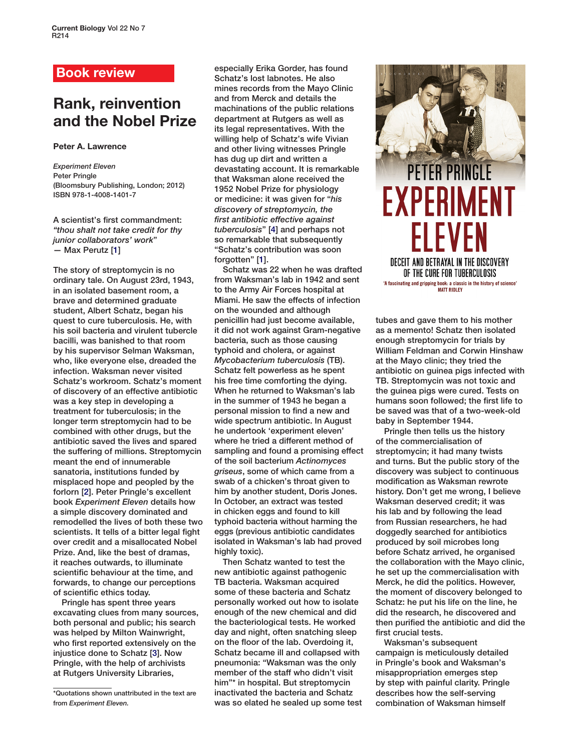Book review

# Rank, reinvention and the Nobel Prize

**Peter A. Lawrence**

*Experiment Eleven*
Peter Pringle
(Bloomsbury Publishing, London; 2012)
ISBN 978-1-4008-1401-7

A scientist's first commandment: *"thou shalt not take credit for thy junior collaborators' work"* — Max Perutz [1]

The story of streptomycin is no ordinary tale. On August 23rd, 1943, in an isolated basement room, a brave and determined graduate student, Albert Schatz, began his quest to cure tuberculosis. He, with his soil bacteria and virulent tubercle bacilli, was banished to that room by his supervisor Selman Waksman, who, like everyone else, dreaded the infection. Waksman never visited Schatz's workroom. Schatz's moment of discovery of an effective antibiotic was a key step in developing a treatment for tuberculosis; in the longer term streptomycin had to be combined with other drugs, but the antibiotic saved the lives and spared the suffering of millions. Streptomycin meant the end of innumerable sanatoria, institutions funded by misplaced hope and peopled by the forlorn [2]. Peter Pringle's excellent book *Experiment Eleven* details how a simple discovery dominated and remodelled the lives of both these two scientists. It tells of a bitter legal fight over credit and a misallocated Nobel Prize. And, like the best of dramas, it reaches outwards, to illuminate scientific behaviour at the time, and forwards, to change our perceptions of scientific ethics today.

Pringle has spent three years excavating clues from many sources, both personal and public; his search was helped by Milton Wainwright, who first reported extensively on the injustice done to Schatz [3]. Now Pringle, with the help of archivists at Rutgers University Libraries, especially Erika Gorder, has found Schatz's lost labnotes. He also mines records from the Mayo Clinic and from Merck and details the machinations of the public relations department at Rutgers as well as its legal representatives. With the willing help of Schatz's wife Vivian and other living witnesses Pringle has dug up dirt and written a devastating account. It is remarkable that Waksman alone received the 1952 Nobel Prize for physiology or medicine: it was given for "*his discovery of streptomycin, the first antibiotic effective against tuberculosis*" [4] and perhaps not so remarkable that subsequently "Schatz's contribution was soon forgotten" [1].

Schatz was 22 when he was drafted from Waksman's lab in 1942 and sent to the Army Air Forces hospital at Miami. He saw the effects of infection on the wounded and although penicillin had just become available, it did not work against Gram-negative bacteria, such as those causing typhoid and cholera, or against *Mycobacterium tuberculosis* (TB). Schatz felt powerless as he spent his free time comforting the dying. When he returned to Waksman's lab in the summer of 1943 he began a personal mission to find a new and wide spectrum antibiotic. In August he undertook 'experiment eleven' where he tried a different method of sampling and found a promising effect of the soil bacterium *Actinomyces griseus*, some of which came from a swab of a chicken's throat given to him by another student, Doris Jones. In October, an extract was tested in chicken eggs and found to kill typhoid bacteria without harming the eggs (previous antibiotic candidates isolated in Waksman's lab had proved highly toxic).

Then Schatz wanted to test the new antibiotic against pathogenic TB bacteria. Waksman acquired some of these bacteria and Schatz personally worked out how to isolate enough of the new chemical and did the bacteriological tests. He worked day and night, often snatching sleep on the floor of the lab. Overdoing it, Schatz became ill and collapsed with pneumonia: "Waksman was the only member of the staff who didn't visit him"* in hospital. But streptomycin inactivated the bacteria and Schatz was so elated he sealed up some test tubes and gave them to his mother as a memento! Schatz then isolated enough streptomycin for trials by William Feldman and Corwin Hinshaw at the Mayo clinic; they tried the antibiotic on guinea pigs infected with TB. Streptomycin was not toxic and the guinea pigs were cured. Tests on humans soon followed; the first life to be saved was that of a two-week-old baby in September 1944.

Pringle then tells us the history of the commercialisation of streptomycin; it had many twists and turns. But the public story of the discovery was subject to continuous modification as Waksman rewrote history. Don't get me wrong, I believe Waksman deserved credit; it was his lab and by following the lead from Russian researchers, he had doggedly searched for antibiotics produced by soil microbes long before Schatz arrived, he organised the collaboration with the Mayo clinic, he set up the commercialisation with Merck, he did the politics. However, the moment of discovery belonged to Schatz: he put his life on the line, he did the research, he discovered and then purified the antibiotic and did the first crucial tests.

Waksman's subsequent campaign is meticulously detailed in Pringle's book and Waksman's misappropriation emerges step by step with painful clarity. Pringle describes how the self-serving combination of Waksman himself

*Quotations shown unattributed in the text are from *Experiment Eleven.*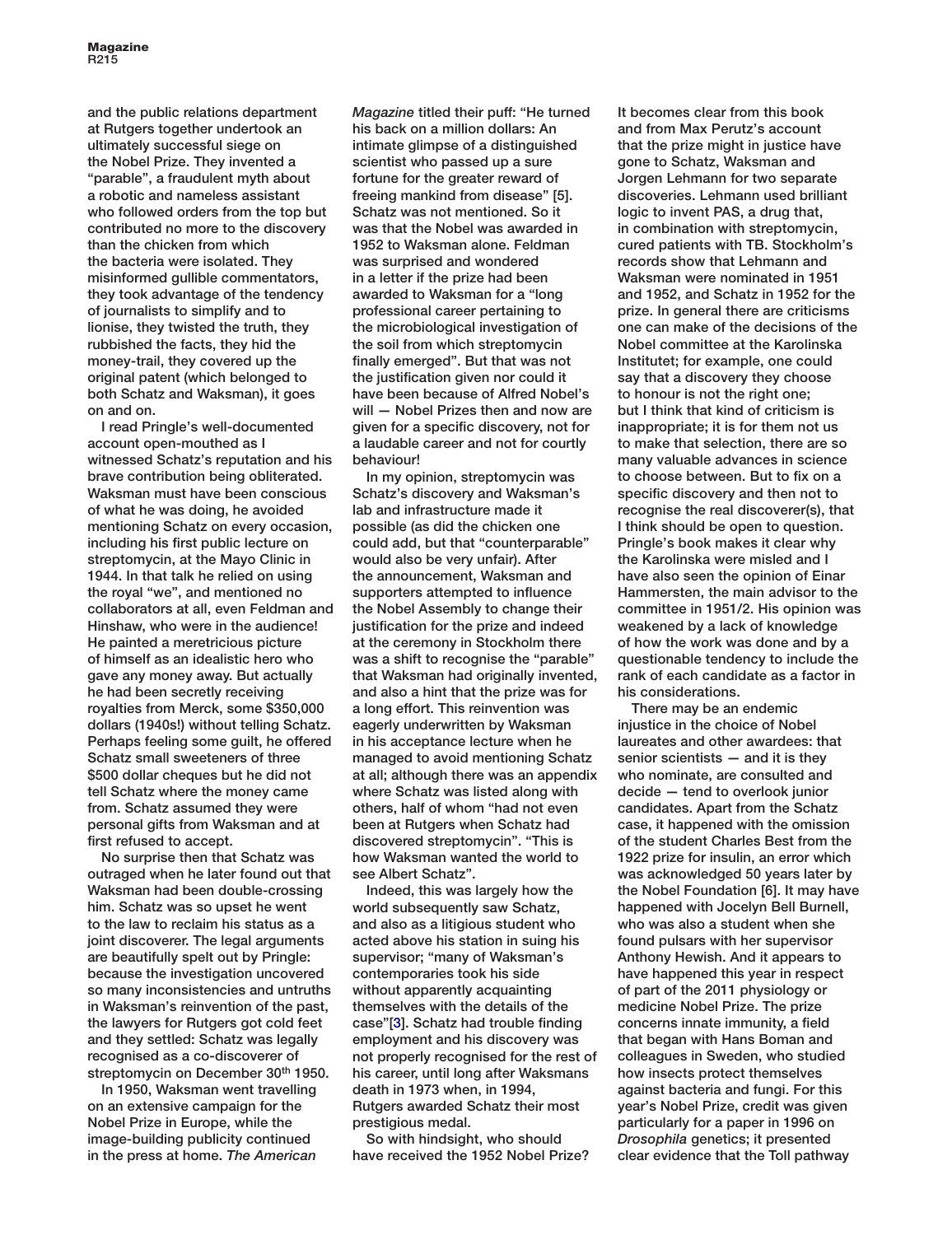and the public relations department at Rutgers together undertook an ultimately successful siege on the Nobel Prize. They invented a "parable", a fraudulent myth about a robotic and nameless assistant who followed orders from the top but contributed no more to the discovery than the chicken from which the bacteria were isolated. They misinformed gullible commentators, they took advantage of the tendency of journalists to simplify and to lionise, they twisted the truth, they rubbished the facts, they hid the money-trail, they covered up the original patent (which belonged to both Schatz and Waksman), it goes on and on.

I read Pringle's well-documented account open-mouthed as I witnessed Schatz's reputation and his brave contribution being obliterated. Waksman must have been conscious of what he was doing, he avoided mentioning Schatz on every occasion, including his first public lecture on streptomycin, at the Mayo Clinic in 1944. In that talk he relied on using the royal "we", and mentioned no collaborators at all, even Feldman and Hinshaw, who were in the audience! He painted a meretricious picture of himself as an idealistic hero who gave any money away. But actually he had been secretly receiving royalties from Merck, some $350,000 dollars (1940s!) without telling Schatz. Perhaps feeling some guilt, he offered Schatz small sweeteners of three $500 dollar cheques but he did not tell Schatz where the money came from. Schatz assumed they were personal gifts from Waksman and at first refused to accept.

No surprise then that Schatz was outraged when he later found out that Waksman had been double-crossing him. Schatz was so upset he went to the law to reclaim his status as a joint discoverer. The legal arguments are beautifully spelt out by Pringle: because the investigation uncovered so many inconsistencies and untruths in Waksman's reinvention of the past, the lawyers for Rutgers got cold feet and they settled: Schatz was legally recognised as a co-discoverer of streptomycin on December 30th 1950.

In 1950, Waksman went travelling on an extensive campaign for the Nobel Prize in Europe, while the image-building publicity continued in the press at home. *The American Magazine* titled their puff: "He turned his back on a million dollars: An intimate glimpse of a distinguished scientist who passed up a sure fortune for the greater reward of freeing mankind from disease" [5]. Schatz was not mentioned. So it was that the Nobel was awarded in 1952 to Waksman alone. Feldman was surprised and wondered in a letter if the prize had been awarded to Waksman for a "long professional career pertaining to the microbiological investigation of the soil from which streptomycin finally emerged". But that was not the justification given nor could it have been because of Alfred Nobel's will — Nobel Prizes then and now are given for a specific discovery, not for a laudable career and not for courtly behaviour!

In my opinion, streptomycin was Schatz's discovery and Waksman's lab and infrastructure made it possible (as did the chicken one could add, but that "counterparable" would also be very unfair). After the announcement, Waksman and supporters attempted to influence the Nobel Assembly to change their justification for the prize and indeed at the ceremony in Stockholm there was a shift to recognise the "parable" that Waksman had originally invented, and also a hint that the prize was for a long effort. This reinvention was eagerly underwritten by Waksman in his acceptance lecture when he managed to avoid mentioning Schatz at all; although there was an appendix where Schatz was listed along with others, half of whom "had not even been at Rutgers when Schatz had discovered streptomycin". "This is how Waksman wanted the world to see Albert Schatz".

Indeed, this was largely how the world subsequently saw Schatz, and also as a litigious student who acted above his station in suing his supervisor; "many of Waksman's contemporaries took his side without apparently acquainting themselves with the details of the case"[3]. Schatz had trouble finding employment and his discovery was not properly recognised for the rest of his career, until long after Waksmans death in 1973 when, in 1994, Rutgers awarded Schatz their most prestigious medal.

So with hindsight, who should have received the 1952 Nobel Prize? It becomes clear from this book and from Max Perutz's account that the prize might in justice have gone to Schatz, Waksman and Jorgen Lehmann for two separate discoveries. Lehmann used brilliant logic to invent PAS, a drug that, in combination with streptomycin, cured patients with TB. Stockholm's records show that Lehmann and Waksman were nominated in 1951 and 1952, and Schatz in 1952 for the prize. In general there are criticisms one can make of the decisions of the Nobel committee at the Karolinska Institutet; for example, one could say that a discovery they choose to honour is not the right one; but I think that kind of criticism is inappropriate; it is for them not us to make that selection, there are so many valuable advances in science to choose between. But to fix on a specific discovery and then not to recognise the real discoverer(s), that I think should be open to question. Pringle's book makes it clear why the Karolinska were misled and I have also seen the opinion of Einar Hammersten, the main advisor to the committee in 1951/2. His opinion was weakened by a lack of knowledge of how the work was done and by a questionable tendency to include the rank of each candidate as a factor in his considerations.

There may be an endemic injustice in the choice of Nobel laureates and other awardees: that senior scientists — and it is they who nominate, are consulted and decide — tend to overlook junior candidates. Apart from the Schatz case, it happened with the omission of the student Charles Best from the 1922 prize for insulin, an error which was acknowledged 50 years later by the Nobel Foundation [6]. It may have happened with Jocelyn Bell Burnell, who was also a student when she found pulsars with her supervisor Anthony Hewish. And it appears to have happened this year in respect of part of the 2011 physiology or medicine Nobel Prize. The prize concerns innate immunity, a field that began with Hans Boman and colleagues in Sweden, who studied how insects protect themselves against bacteria and fungi. For this year's Nobel Prize, credit was given particularly for a paper in 1996 on *Drosophila* genetics; it presented clear evidence that the Toll pathway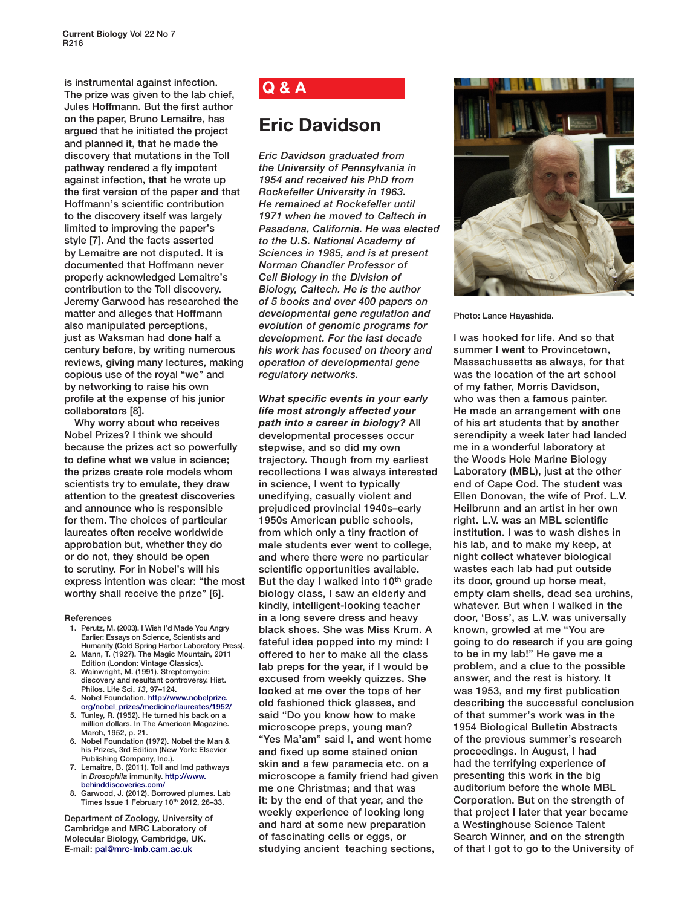is instrumental against infection. The prize was given to the lab chief, Jules Hoffmann. But the first author on the paper, Bruno Lemaitre, has argued that he initiated the project and planned it, that he made the discovery that mutations in the Toll pathway rendered a fly impotent against infection, that he wrote up the first version of the paper and that Hoffmann's scientific contribution to the discovery itself was largely limited to improving the paper's style [7]. And the facts asserted by Lemaitre are not disputed. It is documented that Hoffmann never properly acknowledged Lemaitre's contribution to the Toll discovery. Jeremy Garwood has researched the matter and alleges that Hoffmann also manipulated perceptions, just as Waksman had done half a century before, by writing numerous reviews, giving many lectures, making copious use of the royal "we" and by networking to raise his own profile at the expense of his junior collaborators [8].

Why worry about who receives Nobel Prizes? I think we should because the prizes act so powerfully to define what we value in science; the prizes create role models whom scientists try to emulate, they draw attention to the greatest discoveries and announce who is responsible for them. The choices of particular laureates often receive worldwide approbation but, whether they do or do not, they should be open to scrutiny. For in Nobel's will his express intention was clear: "the most worthy shall receive the prize" [6].

### References

1. Perutz, M. (2003). I Wish I'd Made You Angry Earlier: Essays on Science, Scientists and Humanity (Cold Spring Harbor Laboratory Press).
2. Mann, T. (1927). The Magic Mountain, 2011 Edition (London: Vintage Classics).
3. Wainwright, M. (1991). Streptomycin: discovery and resultant controversy. Hist. Philos. Life Sci. *13*, 97–124.
4. Nobel Foundation. http://www.nobelprize.org/nobel_prizes/medicine/laureates/1952/
5. Tunley, R. (1952). He turned his back on a million dollars. In The American Magazine. March, 1952, p. 21.
6. Nobel Foundation (1972). Nobel the Man & his Prizes, 3rd Edition (New York: Elsevier Publishing Company, Inc.).
7. Lemaitre, B. (2011). Toll and Imd pathways in *Drosophila* immunity. http://www.behinddiscoveries.com/
8. Garwood, J. (2012). Borrowed plumes. Lab Times Issue 1 February 10th 2012, 26–33.

Department of Zoology, University of Cambridge and MRC Laboratory of Molecular Biology, Cambridge, UK.
E-mail: pal@mrc-lmb.cam.ac.uk

## Q & A

# Eric Davidson

*Eric Davidson graduated from the University of Pennsylvania in 1954 and received his PhD from Rockefeller University in 1963. He remained at Rockefeller until 1971 when he moved to Caltech in Pasadena, California. He was elected to the U.S. National Academy of Sciences in 1985, and is at present Norman Chandler Professor of Cell Biology in the Division of Biology, Caltech. He is the author of 5 books and over 400 papers on developmental gene regulation and evolution of genomic programs for development. For the last decade his work has focused on theory and operation of developmental gene regulatory networks.*

Photo: Lance Hayashida.

***What specific events in your early life most strongly affected your path into a career in biology?*** All developmental processes occur stepwise, and so did my own trajectory. Though from my earliest recollections I was always interested in science, I went to typically unedifying, casually violent and prejudiced provincial 1940s–early 1950s American public schools, from which only a tiny fraction of male students ever went to college, and where there were no particular scientific opportunities available. But the day I walked into 10th grade biology class, I saw an elderly and kindly, intelligent-looking teacher in a long severe dress and heavy black shoes. She was Miss Krum. A fateful idea popped into my mind: I offered to her to make all the class lab preps for the year, if I would be excused from weekly quizzes. She looked at me over the tops of her old fashioned thick glasses, and said "Do you know how to make microscope preps, young man?" "Yes Ma'am" said I, and went home and fixed up some stained onion skin and a few paramecia etc. on a microscope a family friend had given me one Christmas; and that was it: by the end of that year, and the weekly experience of looking long and hard at some new preparation of fascinating cells or eggs, or studying ancient teaching sections, I was hooked for life. And so that summer I went to Provincetown, Massachussetts as always, for that was the location of the art school of my father, Morris Davidson, who was then a famous painter. He made an arrangement with one of his art students that by another serendipity a week later had landed me in a wonderful laboratory at the Woods Hole Marine Biology Laboratory (MBL), just at the other end of Cape Cod. The student was Ellen Donovan, the wife of Prof. L.V. Heilbrunn and an artist in her own right. L.V. was an MBL scientific institution. I was to wash dishes in his lab, and to make my keep, at night collect whatever biological wastes each lab had put outside its door, ground up horse meat, empty clam shells, dead sea urchins, whatever. But when I walked in the door, 'Boss', as L.V. was universally known, growled at me "You are going to do research if you are going to be in my lab!" He gave me a problem, and a clue to the possible answer, and the rest is history. It was 1953, and my first publication describing the successful conclusion of that summer's work was in the 1954 Biological Bulletin Abstracts of the previous summer's research proceedings. In August, I had had the terrifying experience of presenting this work in the big auditorium before the whole MBL Corporation. But on the strength of that project I later that year became a Westinghouse Science Talent Search Winner, and on the strength of that I got to go to the University of